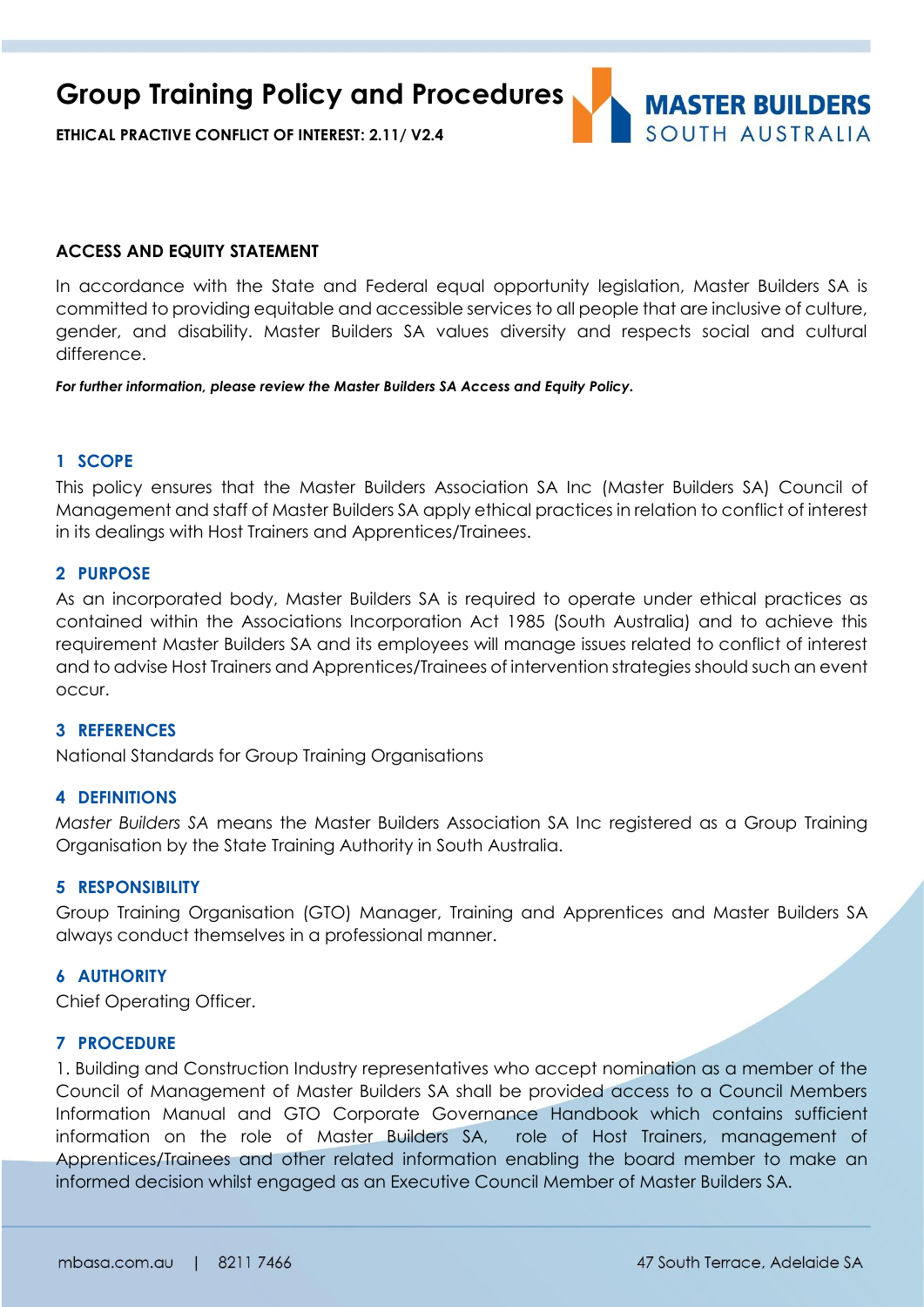# Group Training Policy and Procedures

**ETHICAL PRACTIVE CONFLICT OF INTEREST: 2.11/ V2.4**

**ACCESS AND EQUITY STATEMENT**

In accordance with the State and Federal equal opportunity legislation, Master Builders SA is committed to providing equitable and accessible services to all people that are inclusive of culture, gender, and disability. Master Builders SA values diversity and respects social and cultural difference.

***For further information, please review the Master Builders SA Access and Equity Policy.***

## 1 SCOPE

This policy ensures that the Master Builders Association SA Inc (Master Builders SA) Council of Management and staff of Master Builders SA apply ethical practices in relation to conflict of interest in its dealings with Host Trainers and Apprentices/Trainees.

## 2 PURPOSE

As an incorporated body, Master Builders SA is required to operate under ethical practices as contained within the Associations Incorporation Act 1985 (South Australia) and to achieve this requirement Master Builders SA and its employees will manage issues related to conflict of interest and to advise Host Trainers and Apprentices/Trainees of intervention strategies should such an event occur.

## 3 REFERENCES

National Standards for Group Training Organisations

## 4 DEFINITIONS

*Master Builders SA* means the Master Builders Association SA Inc registered as a Group Training Organisation by the State Training Authority in South Australia.

## 5 RESPONSIBILITY

Group Training Organisation (GTO) Manager, Training and Apprentices and Master Builders SA always conduct themselves in a professional manner.

## 6 AUTHORITY

Chief Operating Officer.

## 7 PROCEDURE

1. Building and Construction Industry representatives who accept nomination as a member of the Council of Management of Master Builders SA shall be provided access to a Council Members Information Manual and GTO Corporate Governance Handbook which contains sufficient information on the role of Master Builders SA, role of Host Trainers, management of Apprentices/Trainees and other related information enabling the board member to make an informed decision whilst engaged as an Executive Council Member of Master Builders SA.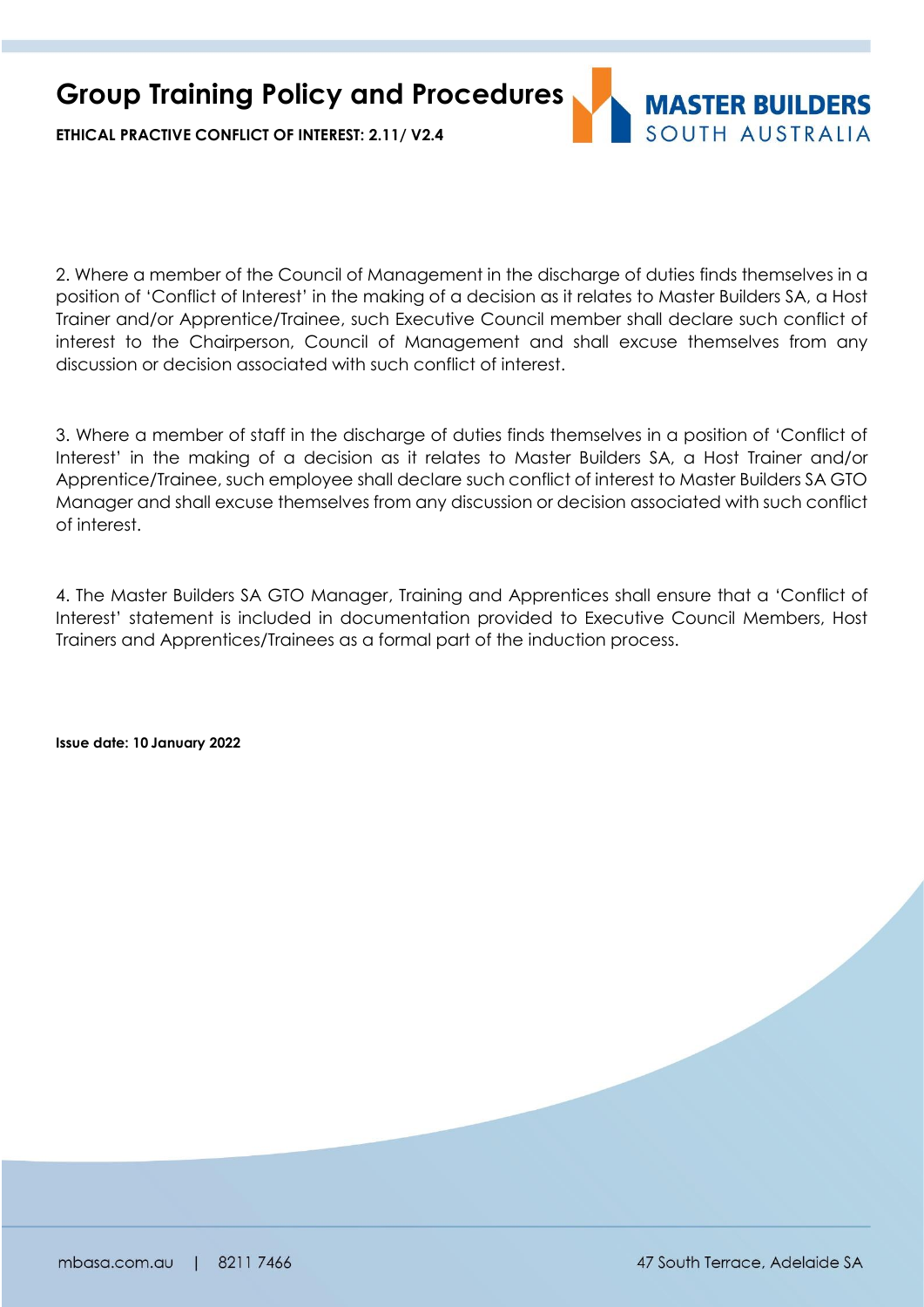2. Where a member of the Council of Management in the discharge of duties finds themselves in a position of 'Conflict of Interest' in the making of a decision as it relates to Master Builders SA, a Host Trainer and/or Apprentice/Trainee, such Executive Council member shall declare such conflict of interest to the Chairperson, Council of Management and shall excuse themselves from any discussion or decision associated with such conflict of interest.

3. Where a member of staff in the discharge of duties finds themselves in a position of 'Conflict of Interest' in the making of a decision as it relates to Master Builders SA, a Host Trainer and/or Apprentice/Trainee, such employee shall declare such conflict of interest to Master Builders SA GTO Manager and shall excuse themselves from any discussion or decision associated with such conflict of interest.

4. The Master Builders SA GTO Manager, Training and Apprentices shall ensure that a 'Conflict of Interest' statement is included in documentation provided to Executive Council Members, Host Trainers and Apprentices/Trainees as a formal part of the induction process.

**Issue date: 10 January 2022**